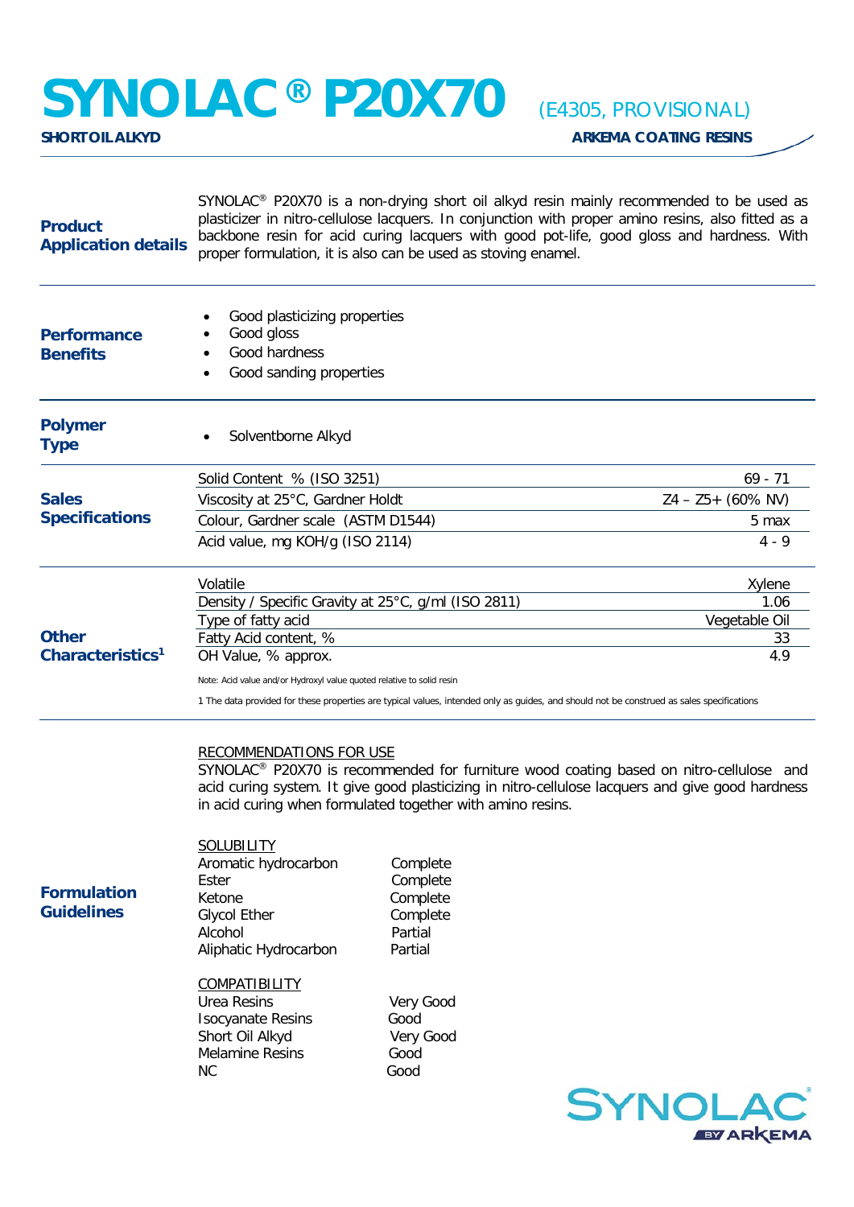# SYNOLAC® P20X70 (E4305, PROVISIONAL)

**SHORT OIL ALKYD** — **ARKEMA COATING RESINS**

## Product Application details

SYNOLAC® P20X70 is a non-drying short oil alkyd resin mainly recommended to be used as plasticizer in nitro-cellulose lacquers. In conjunction with proper amino resins, also fitted as a backbone resin for acid curing lacquers with good pot-life, good gloss and hardness. With proper formulation, it is also can be used as stoving enamel.

## Performance Benefits

- Good plasticizing properties
- Good gloss
- Good hardness
- Good sanding properties

## Polymer Type

- Solventborne Alkyd

## Sales Specifications

| Property | Value |
|---|---|
| Solid Content % (ISO 3251) | 69 - 71 |
| Viscosity at 25°C, Gardner Holdt | Z4 – Z5+ (60% NV) |
| Colour, Gardner scale (ASTM D1544) | 5 max |
| Acid value, mg KOH/g (ISO 2114) | 4 - 9 |

## Other Characteristics[1]

| Property | Value |
|---|---|
| Volatile | Xylene |
| Density / Specific Gravity at 25°C, g/ml (ISO 2811) | 1.06 |
| Type of fatty acid | Vegetable Oil |
| Fatty Acid content, % | 33 |
| OH Value, % approx. | 4.9 |

Note: Acid value and/or Hydroxyl value quoted relative to solid resin

1 The data provided for these properties are typical values, intended only as guides, and should not be construed as sales specifications

## Formulation Guidelines

RECOMMENDATIONS FOR USE

SYNOLAC® P20X70 is recommended for furniture wood coating based on nitro-cellulose and acid curing system. It give good plasticizing in nitro-cellulose lacquers and give good hardness in acid curing when formulated together with amino resins.

SOLUBILITY

| Solvent | Solubility |
|---|---|
| Aromatic hydrocarbon | Complete |
| Ester | Complete |
| Ketone | Complete |
| Glycol Ether | Complete |
| Alcohol | Partial |
| Aliphatic Hydrocarbon | Partial |

COMPATIBILITY

| Resin | Compatibility |
|---|---|
| Urea Resins | Very Good |
| Isocyanate Resins | Good |
| Short Oil Alkyd | Very Good |
| Melamine Resins | Good |
| NC | Good |

SYNOLAC® BY ARKEMA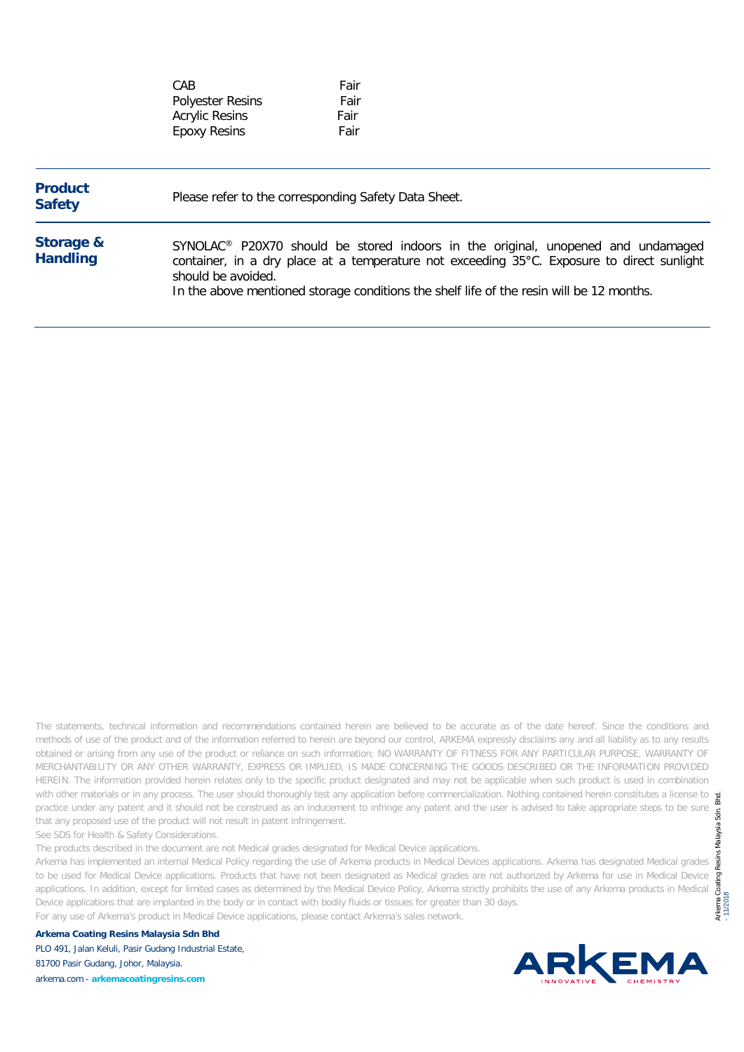| | |
|---|---|
| CAB | Fair |
| Polyester Resins | Fair |
| Acrylic Resins | Fair |
| Epoxy Resins | Fair |

## Product Safety

Please refer to the corresponding Safety Data Sheet.

## Storage & Handling

SYNOLAC® P20X70 should be stored indoors in the original, unopened and undamaged container, in a dry place at a temperature not exceeding 35°C. Exposure to direct sunlight should be avoided.
In the above mentioned storage conditions the shelf life of the resin will be 12 months.

The statements, technical information and recommendations contained herein are believed to be accurate as of the date hereof. Since the conditions and methods of use of the product and of the information referred to herein are beyond our control, ARKEMA expressly disclaims any and all liability as to any results obtained or arising from any use of the product or reliance on such information; NO WARRANTY OF FITNESS FOR ANY PARTICULAR PURPOSE, WARRANTY OF MERCHANTABILITY OR ANY OTHER WARRANTY, EXPRESS OR IMPLIED, IS MADE CONCERNING THE GOODS DESCRIBED OR THE INFORMATION PROVIDED HEREIN. The information provided herein relates only to the specific product designated and may not be applicable when such product is used in combination with other materials or in any process. The user should thoroughly test any application before commercialization. Nothing contained herein constitutes a license to practice under any patent and it should not be construed as an inducement to infringe any patent and the user is advised to take appropriate steps to be sure that any proposed use of the product will not result in patent infringement.
See SDS for Health & Safety Considerations.
The products described in the document are not Medical grades designated for Medical Device applications.
Arkema has implemented an internal Medical Policy regarding the use of Arkema products in Medical Devices applications. Arkema has designated Medical grades to be used for Medical Device applications. Products that have not been designated as Medical grades are not authorized by Arkema for use in Medical Device applications. In addition, except for limited cases as determined by the Medical Device Policy, Arkema strictly prohibits the use of any Arkema products in Medical Device applications that are implanted in the body or in contact with bodily fluids or tissues for greater than 30 days.
For any use of Arkema's product in Medical Device applications, please contact Arkema's sales network.

**Arkema Coating Resins Malaysia Sdn Bhd**
PLO 491, Jalan Keluli, Pasir Gudang Industrial Estate,
81700 Pasir Gudang, Johor, Malaysia.
arkema.com - **arkemacoatingresins.com**

ARKEMA INNOVATIVE CHEMISTRY

Arkema Coating Resins Malaysia Sdn. Bhd. - 11/2018